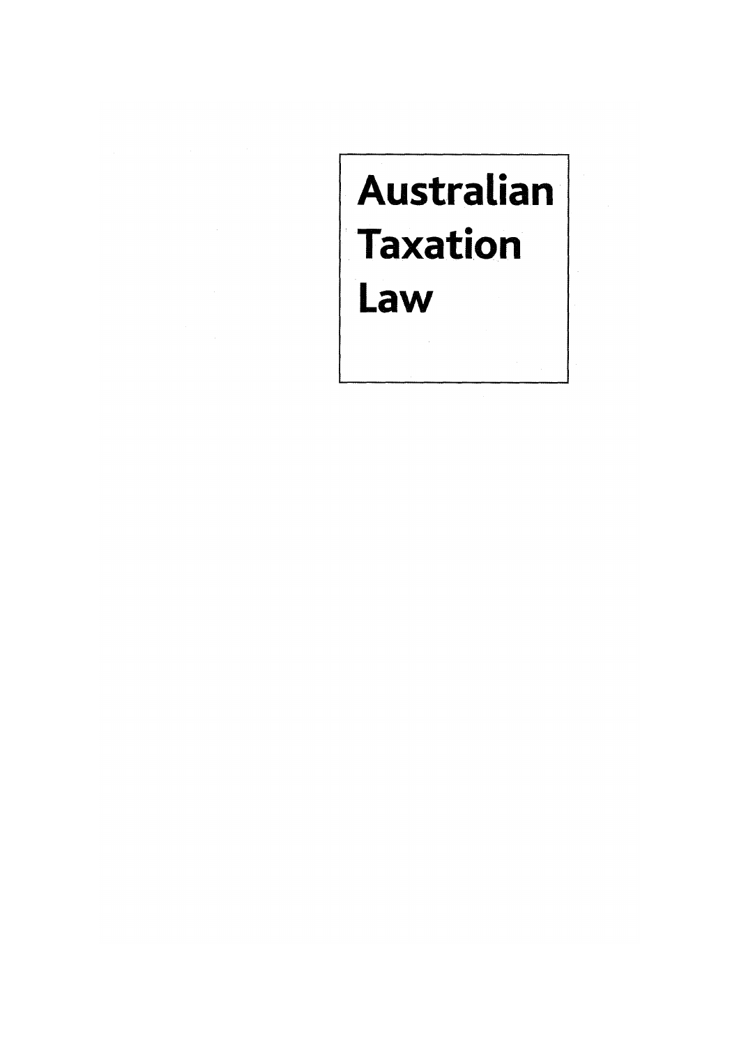# Australian Taxation Law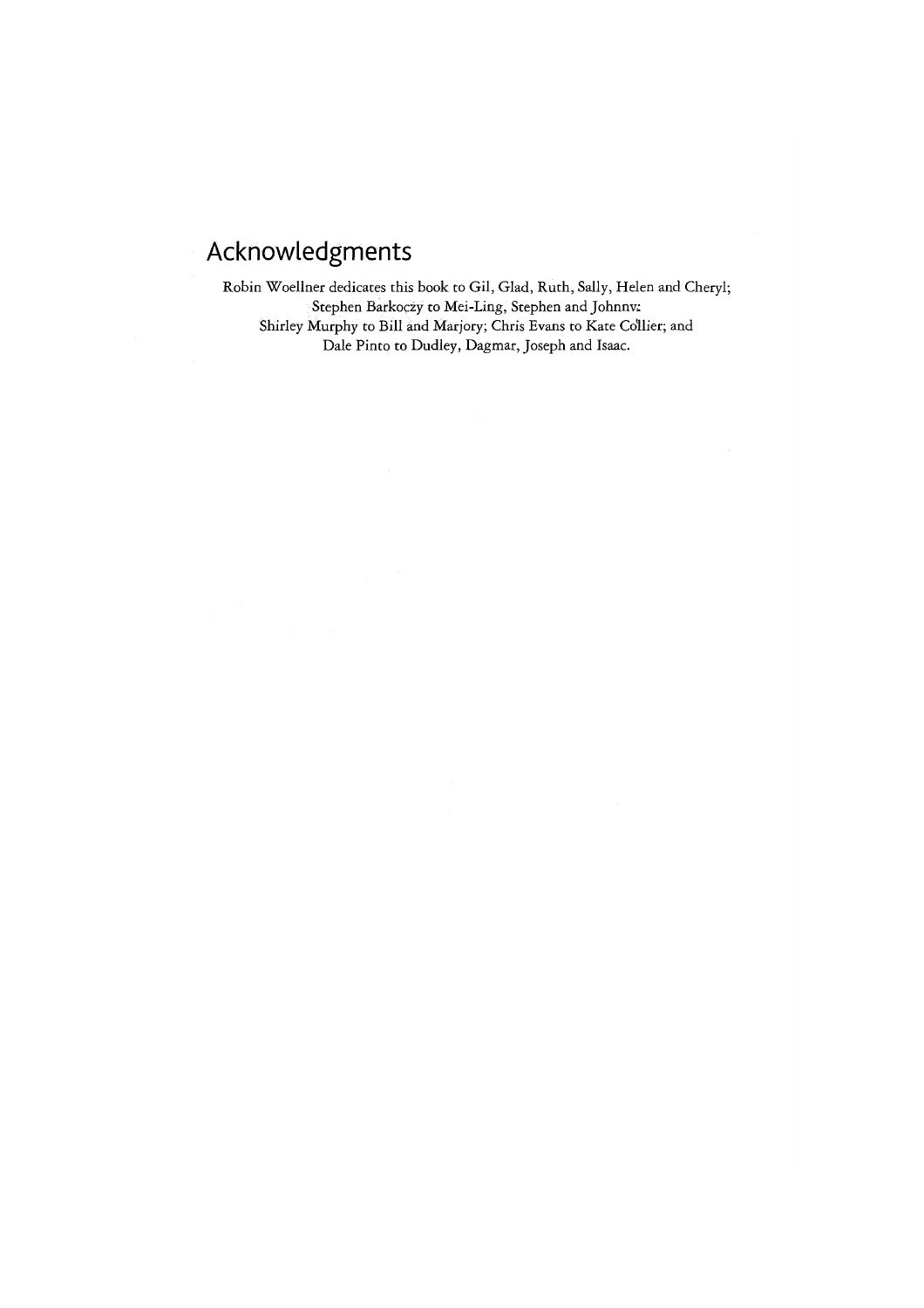# Acknowledgments

Robin Woellner dedicates this book to Gil, Glad, Ruth, Sally, Helen and Cheryl; Stephen Barkoczy to Mei-Ling, Stephen and Johnny; Shirley Murphy to Bill and Marjory; Chris Evans to Kate Collier; and Dale Pinto to Dudley, Dagmar, Joseph and Isaac.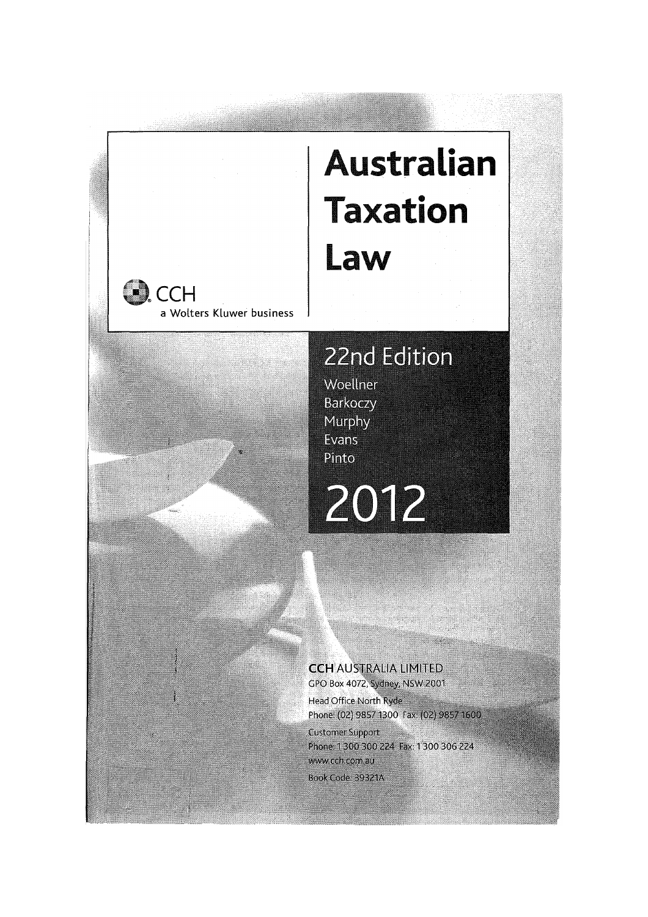# Australian Taxation Law

CCH
a Wolters Kluwer business

## 22nd Edition

Woellner
Barkoczy
Murphy
Evans
Pinto

## 2012

**CCH AUSTRALIA LIMITED**
GPO Box 4072, Sydney, NSW 2001
Head Office North Ryde
Phone: (02) 9857 1300 Fax: (02) 9857 1600
Customer Support
Phone: 1 300 300 224 Fax: 1 300 306 224
www.cch.com.au
Book Code: 39321A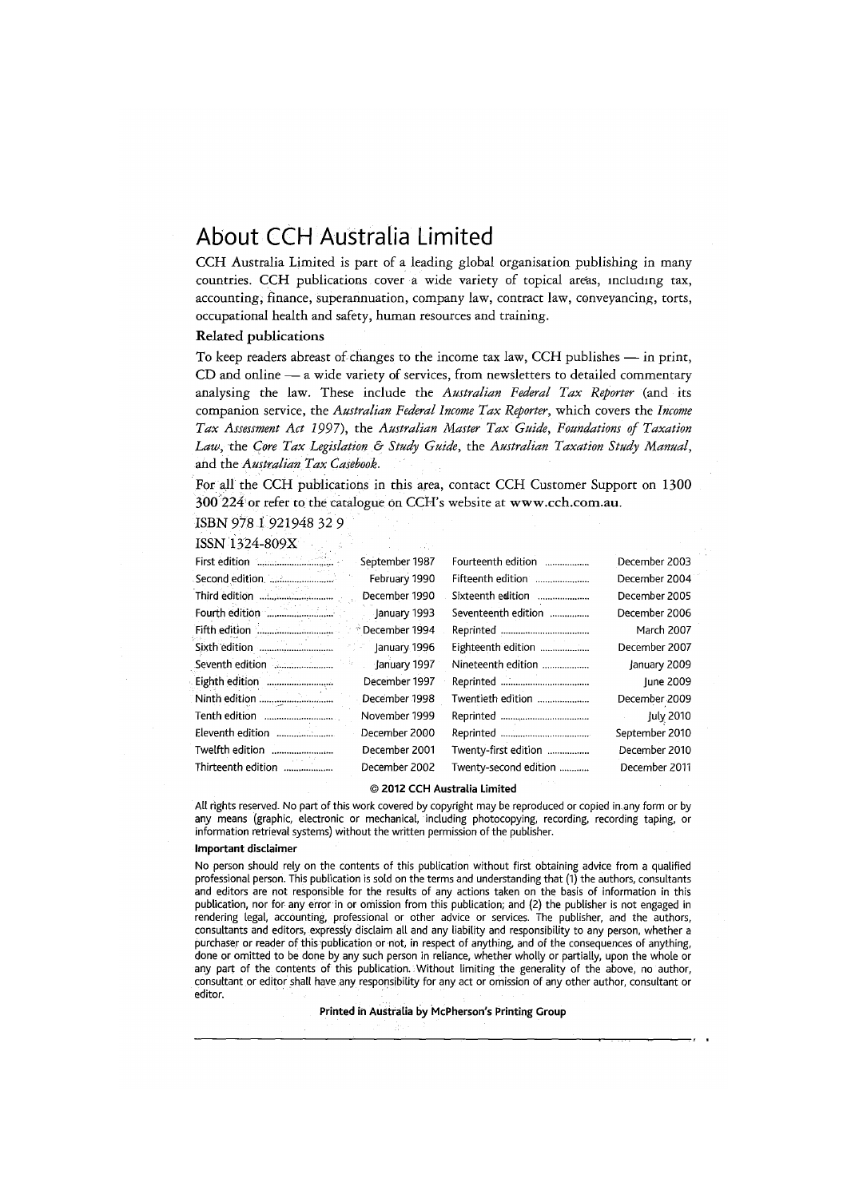# About CCH Australia Limited

CCH Australia Limited is part of a leading global organisation publishing in many countries. CCH publications cover a wide variety of topical areas, including tax, accounting, finance, superannuation, company law, contract law, conveyancing, torts, occupational health and safety, human resources and training.

### Related publications

To keep readers abreast of changes to the income tax law, CCH publishes — in print, CD and online — a wide variety of services, from newsletters to detailed commentary analysing the law. These include the *Australian Federal Tax Reporter* (and its companion service, the *Australian Federal Income Tax Reporter*, which covers the *Income Tax Assessment Act 1997*), the *Australian Master Tax Guide*, *Foundations of Taxation Law*, the *Core Tax Legislation & Study Guide*, the *Australian Taxation Study Manual*, and the *Australian Tax Casebook*.

For all the CCH publications in this area, contact CCH Customer Support on 1300 300 224 or refer to the catalogue on CCH's website at **www.cch.com.au**.

ISBN 978 1 921948 32 9

ISSN 1324-809X

| | | | |
|---|---|---|---|
| First edition | September 1987 | Fourteenth edition | December 2003 |
| Second edition | February 1990 | Fifteenth edition | December 2004 |
| Third edition | December 1990 | Sixteenth edition | December 2005 |
| Fourth edition | January 1993 | Seventeenth edition | December 2006 |
| Fifth edition | December 1994 | Reprinted | March 2007 |
| Sixth edition | January 1996 | Eighteenth edition | December 2007 |
| Seventh edition | January 1997 | Nineteenth edition | January 2009 |
| Eighth edition | December 1997 | Reprinted | June 2009 |
| Ninth edition | December 1998 | Twentieth edition | December 2009 |
| Tenth edition | November 1999 | Reprinted | July 2010 |
| Eleventh edition | December 2000 | Reprinted | September 2010 |
| Twelfth edition | December 2001 | Twenty-first edition | December 2010 |
| Thirteenth edition | December 2002 | Twenty-second edition | December 2011 |

**© 2012 CCH Australia Limited**

All rights reserved. No part of this work covered by copyright may be reproduced or copied in any form or by any means (graphic, electronic or mechanical, including photocopying, recording, recording taping, or information retrieval systems) without the written permission of the publisher.

**Important disclaimer**

No person should rely on the contents of this publication without first obtaining advice from a qualified professional person. This publication is sold on the terms and understanding that (1) the authors, consultants and editors are not responsible for the results of any actions taken on the basis of information in this publication, nor for any error in or omission from this publication; and (2) the publisher is not engaged in rendering legal, accounting, professional or other advice or services. The publisher, and the authors, consultants and editors, expressly disclaim all and any liability and responsibility to any person, whether a purchaser or reader of this publication or not, in respect of anything, and of the consequences of anything, done or omitted to be done by any such person in reliance, whether wholly or partially, upon the whole or any part of the contents of this publication. Without limiting the generality of the above, no author, consultant or editor shall have any responsibility for any act or omission of any other author, consultant or editor.

**Printed in Australia by McPherson's Printing Group**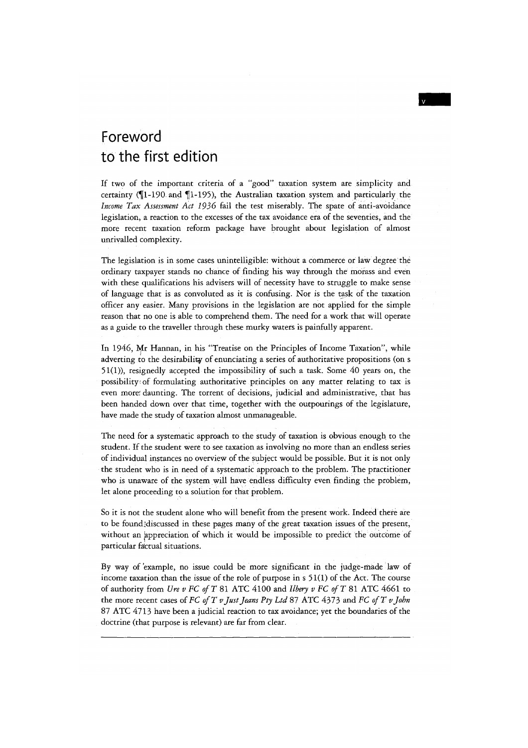# Foreword to the first edition

If two of the important criteria of a "good" taxation system are simplicity and certainty (¶1-190 and ¶1-195), the Australian taxation system and particularly the *Income Tax Assessment Act 1936* fail the test miserably. The spate of anti-avoidance legislation, a reaction to the excesses of the tax avoidance era of the seventies, and the more recent taxation reform package have brought about legislation of almost unrivalled complexity.

The legislation is in some cases unintelligible: without a commerce or law degree the ordinary taxpayer stands no chance of finding his way through the morass and even with these qualifications his advisers will of necessity have to struggle to make sense of language that is as convoluted as it is confusing. Nor is the task of the taxation officer any easier. Many provisions in the legislation are not applied for the simple reason that no one is able to comprehend them. The need for a work that will operate as a guide to the traveller through these murky waters is painfully apparent.

In 1946, Mr Hannan, in his "Treatise on the Principles of Income Taxation", while adverting to the desirability of enunciating a series of authoritative propositions (on s 51(1)), resignedly accepted the impossibility of such a task. Some 40 years on, the possibility of formulating authoritative principles on any matter relating to tax is even more daunting. The torrent of decisions, judicial and administrative, that has been handed down over that time, together with the outpourings of the legislature, have made the study of taxation almost unmanageable.

The need for a systematic approach to the study of taxation is obvious enough to the student. If the student were to see taxation as involving no more than an endless series of individual instances no overview of the subject would be possible. But it is not only the student who is in need of a systematic approach to the problem. The practitioner who is unaware of the system will have endless difficulty even finding the problem, let alone proceeding to a solution for that problem.

So it is not the student alone who will benefit from the present work. Indeed there are to be found discussed in these pages many of the great taxation issues of the present, without an appreciation of which it would be impossible to predict the outcome of particular factual situations.

By way of example, no issue could be more significant in the judge-made law of income taxation than the issue of the role of purpose in s 51(1) of the Act. The course of authority from *Ure v FC of T* 81 ATC 4100 and *Ilbery v FC of T* 81 ATC 4661 to the more recent cases of *FC of T v Just Jeans Pty Ltd* 87 ATC 4373 and *FC of T v John* 87 ATC 4713 have been a judicial reaction to tax avoidance; yet the boundaries of the doctrine (that purpose is relevant) are far from clear.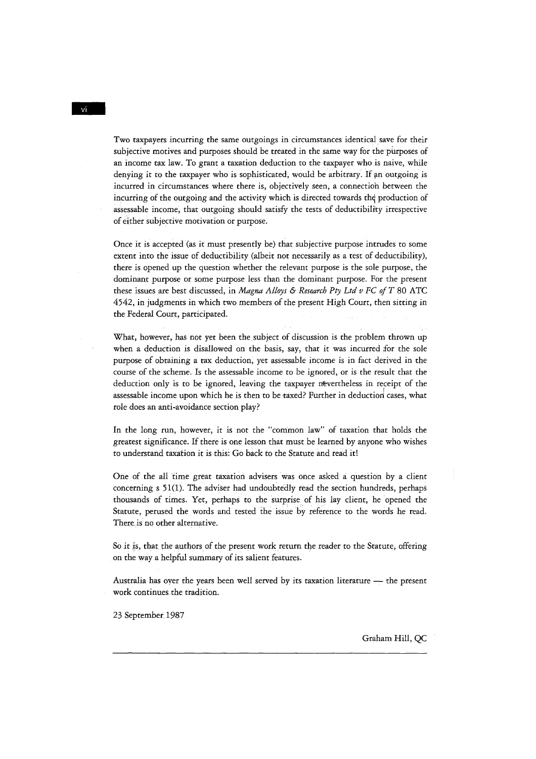Two taxpayers incurring the same outgoings in circumstances identical save for their subjective motives and purposes should be treated in the same way for the purposes of an income tax law. To grant a taxation deduction to the taxpayer who is naive, while denying it to the taxpayer who is sophisticated, would be arbitrary. If an outgoing is incurred in circumstances where there is, objectively seen, a connection between the incurring of the outgoing and the activity which is directed towards the production of assessable income, that outgoing should satisfy the tests of deductibility irrespective of either subjective motivation or purpose.

Once it is accepted (as it must presently be) that subjective purpose intrudes to some extent into the issue of deductibility (albeit not necessarily as a test of deductibility), there is opened up the question whether the relevant purpose is the sole purpose, the dominant purpose or some purpose less than the dominant purpose. For the present these issues are best discussed, in *Magna Alloys & Research Pty Ltd v FC of T* 80 ATC 4542, in judgments in which two members of the present High Court, then sitting in the Federal Court, participated.

What, however, has not yet been the subject of discussion is the problem thrown up when a deduction is disallowed on the basis, say, that it was incurred for the sole purpose of obtaining a tax deduction, yet assessable income is in fact derived in the course of the scheme. Is the assessable income to be ignored, or is the result that the deduction only is to be ignored, leaving the taxpayer nevertheless in receipt of the assessable income upon which he is then to be taxed? Further in deduction cases, what role does an anti-avoidance section play?

In the long run, however, it is not the "common law" of taxation that holds the greatest significance. If there is one lesson that must be learned by anyone who wishes to understand taxation it is this: Go back to the Statute and read it!

One of the all time great taxation advisers was once asked a question by a client concerning s 51(1). The adviser had undoubtedly read the section hundreds, perhaps thousands of times. Yet, perhaps to the surprise of his lay client, he opened the Statute, perused the words and tested the issue by reference to the words he read. There is no other alternative.

So it is, that the authors of the present work return the reader to the Statute, offering on the way a helpful summary of its salient features.

Australia has over the years been well served by its taxation literature — the present work continues the tradition.

23 September 1987

Graham Hill, QC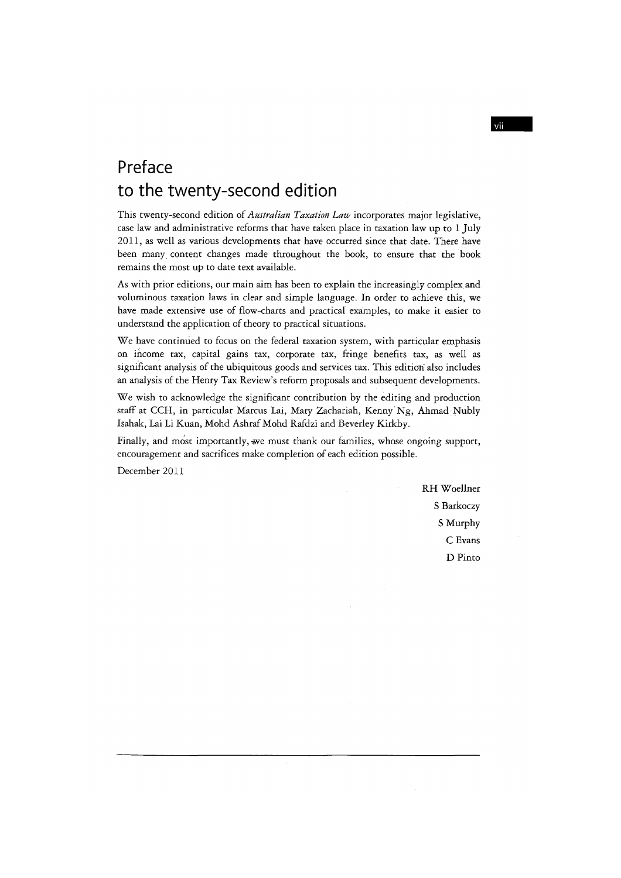# Preface
# to the twenty-second edition

This twenty-second edition of *Australian Taxation Law* incorporates major legislative, case law and administrative reforms that have taken place in taxation law up to 1 July 2011, as well as various developments that have occurred since that date. There have been many content changes made throughout the book, to ensure that the book remains the most up to date text available.

As with prior editions, our main aim has been to explain the increasingly complex and voluminous taxation laws in clear and simple language. In order to achieve this, we have made extensive use of flow-charts and practical examples, to make it easier to understand the application of theory to practical situations.

We have continued to focus on the federal taxation system, with particular emphasis on income tax, capital gains tax, corporate tax, fringe benefits tax, as well as significant analysis of the ubiquitous goods and services tax. This edition also includes an analysis of the Henry Tax Review's reform proposals and subsequent developments.

We wish to acknowledge the significant contribution by the editing and production staff at CCH, in particular Marcus Lai, Mary Zachariah, Kenny Ng, Ahmad Nubly Isahak, Lai Li Kuan, Mohd Ashraf Mohd Rafdzi and Beverley Kirkby.

Finally, and most importantly, we must thank our families, whose ongoing support, encouragement and sacrifices make completion of each edition possible.

December 2011

RH Woellner
S Barkoczy
S Murphy
C Evans
D Pinto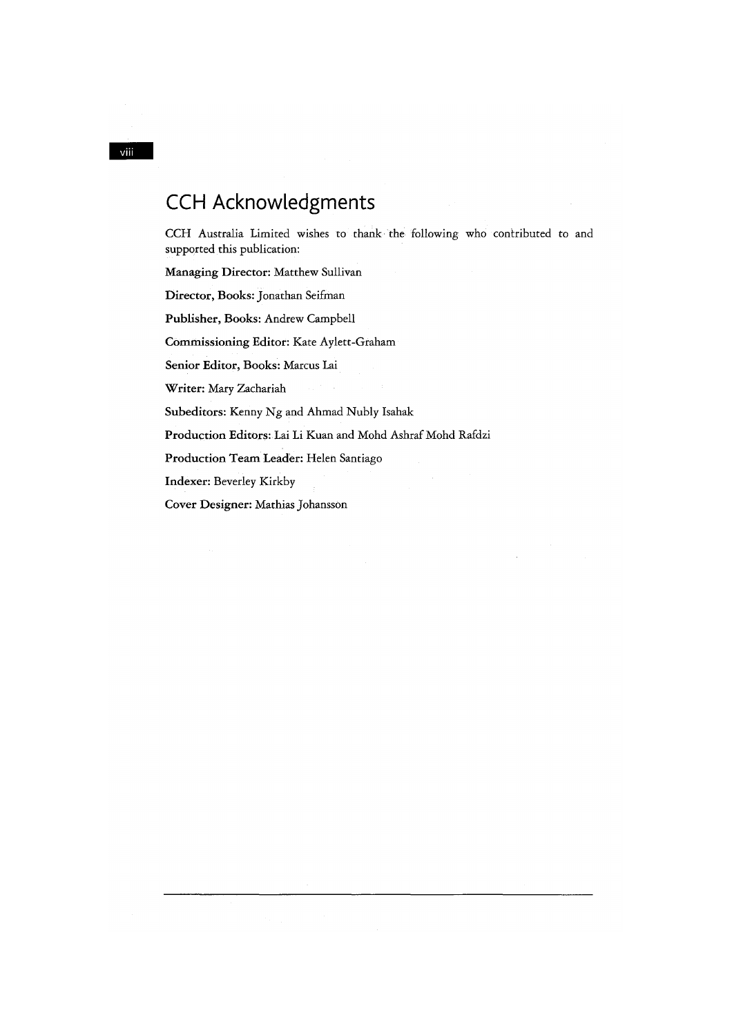# CCH Acknowledgments

CCH Australia Limited wishes to thank the following who contributed to and supported this publication:

**Managing Director:** Matthew Sullivan

**Director, Books:** Jonathan Seifman

**Publisher, Books:** Andrew Campbell

**Commissioning Editor:** Kate Aylett-Graham

**Senior Editor, Books:** Marcus Lai

**Writer:** Mary Zachariah

**Subeditors:** Kenny Ng and Ahmad Nubly Isahak

**Production Editors:** Lai Li Kuan and Mohd Ashraf Mohd Rafdzi

**Production Team Leader:** Helen Santiago

**Indexer:** Beverley Kirkby

**Cover Designer:** Mathias Johansson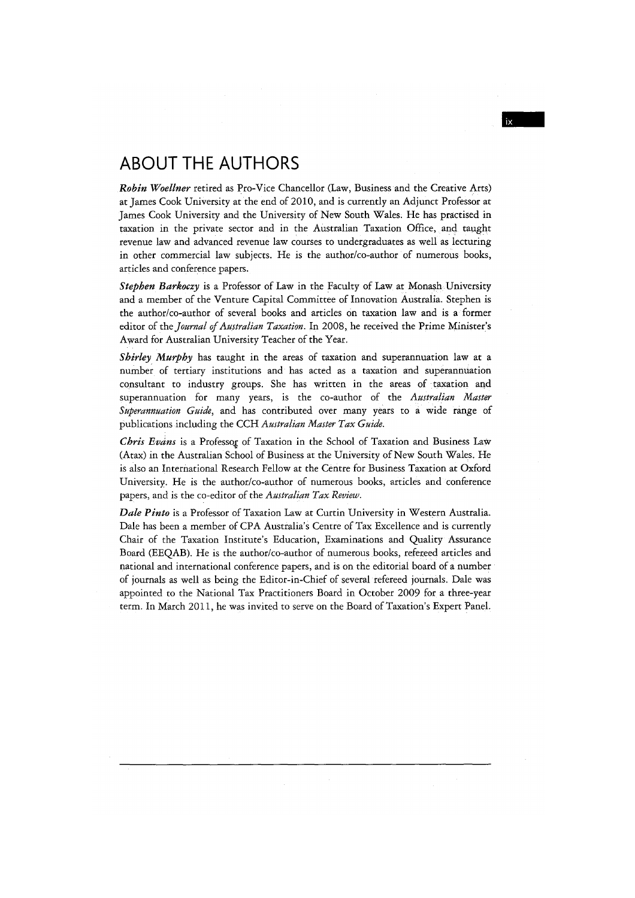# ABOUT THE AUTHORS

***Robin Woellner*** retired as Pro-Vice Chancellor (Law, Business and the Creative Arts) at James Cook University at the end of 2010, and is currently an Adjunct Professor at James Cook University and the University of New South Wales. He has practised in taxation in the private sector and in the Australian Taxation Office, and taught revenue law and advanced revenue law courses to undergraduates as well as lecturing in other commercial law subjects. He is the author/co-author of numerous books, articles and conference papers.

***Stephen Barkoczy*** is a Professor of Law in the Faculty of Law at Monash University and a member of the Venture Capital Committee of Innovation Australia. Stephen is the author/co-author of several books and articles on taxation law and is a former editor of the *Journal of Australian Taxation*. In 2008, he received the Prime Minister's Award for Australian University Teacher of the Year.

***Shirley Murphy*** has taught in the areas of taxation and superannuation law at a number of tertiary institutions and has acted as a taxation and superannuation consultant to industry groups. She has written in the areas of taxation and superannuation for many years, is the co-author of the *Australian Master Superannuation Guide*, and has contributed over many years to a wide range of publications including the CCH *Australian Master Tax Guide*.

***Chris Evans*** is a Professor of Taxation in the School of Taxation and Business Law (Atax) in the Australian School of Business at the University of New South Wales. He is also an International Research Fellow at the Centre for Business Taxation at Oxford University. He is the author/co-author of numerous books, articles and conference papers, and is the co-editor of the *Australian Tax Review*.

***Dale Pinto*** is a Professor of Taxation Law at Curtin University in Western Australia. Dale has been a member of CPA Australia's Centre of Tax Excellence and is currently Chair of the Taxation Institute's Education, Examinations and Quality Assurance Board (EEQAB). He is the author/co-author of numerous books, refereed articles and national and international conference papers, and is on the editorial board of a number of journals as well as being the Editor-in-Chief of several refereed journals. Dale was appointed to the National Tax Practitioners Board in October 2009 for a three-year term. In March 2011, he was invited to serve on the Board of Taxation's Expert Panel.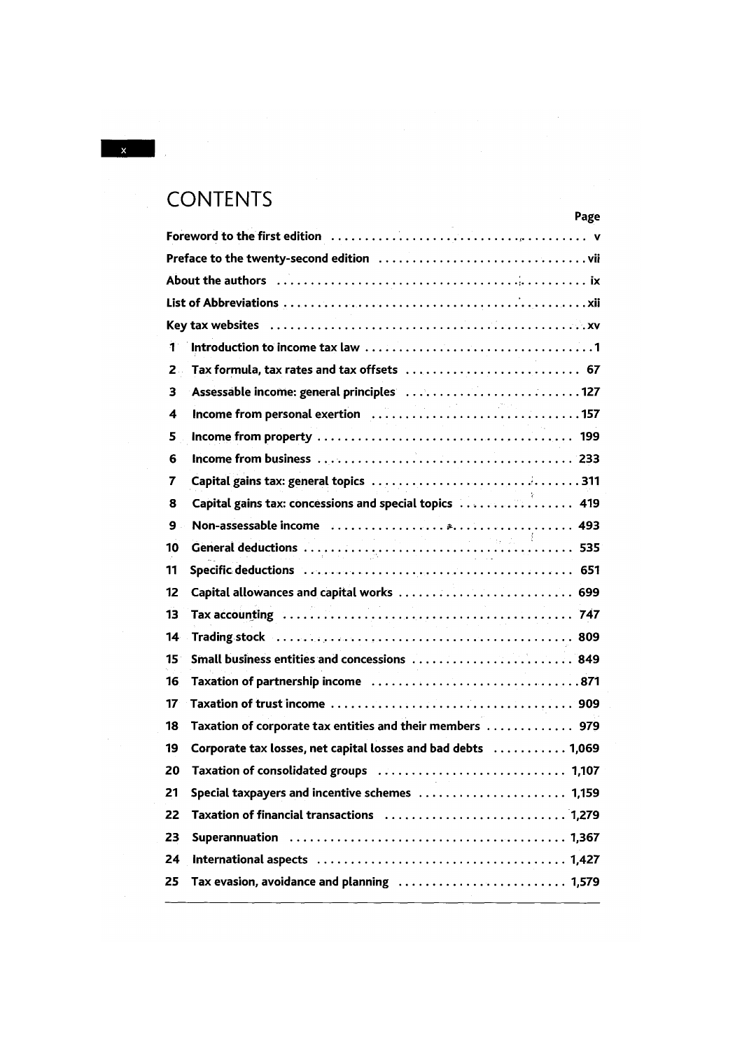# CONTENTS

| | | Page |
|---|---|---|
| | **Foreword to the first edition** | v |
| | **Preface to the twenty-second edition** | vii |
| | **About the authors** | ix |
| | **List of Abbreviations** | xii |
| | **Key tax websites** | xv |
| **1** | **Introduction to income tax law** | 1 |
| **2** | **Tax formula, tax rates and tax offsets** | 67 |
| **3** | **Assessable income: general principles** | 127 |
| **4** | **Income from personal exertion** | 157 |
| **5** | **Income from property** | 199 |
| **6** | **Income from business** | 233 |
| **7** | **Capital gains tax: general topics** | 311 |
| **8** | **Capital gains tax: concessions and special topics** | 419 |
| **9** | **Non-assessable income** | 493 |
| **10** | **General deductions** | 535 |
| **11** | **Specific deductions** | 651 |
| **12** | **Capital allowances and capital works** | 699 |
| **13** | **Tax accounting** | 747 |
| **14** | **Trading stock** | 809 |
| **15** | **Small business entities and concessions** | 849 |
| **16** | **Taxation of partnership income** | 871 |
| **17** | **Taxation of trust income** | 909 |
| **18** | **Taxation of corporate tax entities and their members** | 979 |
| **19** | **Corporate tax losses, net capital losses and bad debts** | 1,069 |
| **20** | **Taxation of consolidated groups** | 1,107 |
| **21** | **Special taxpayers and incentive schemes** | 1,159 |
| **22** | **Taxation of financial transactions** | 1,279 |
| **23** | **Superannuation** | 1,367 |
| **24** | **International aspects** | 1,427 |
| **25** | **Tax evasion, avoidance and planning** | 1,579 |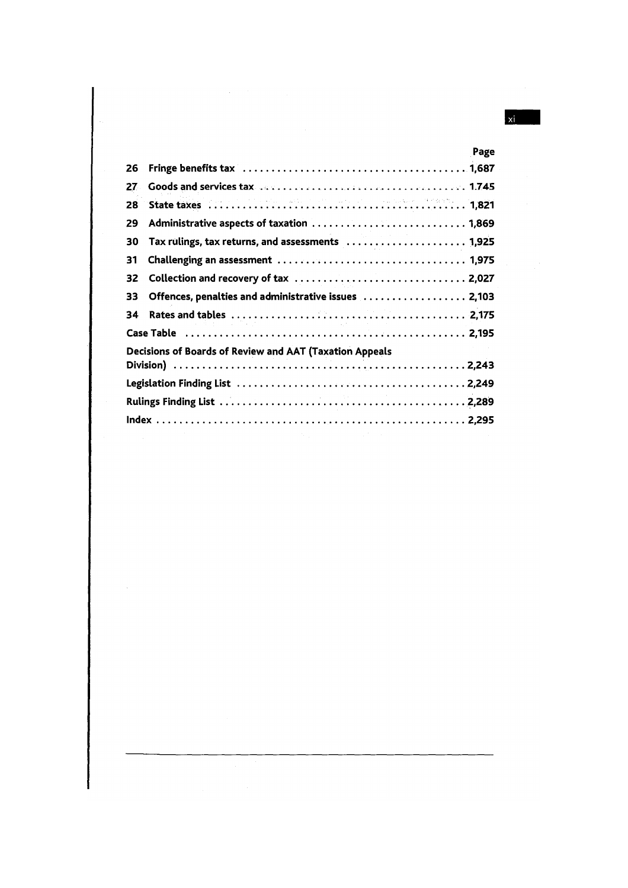| | | Page |
|---|---|---|
| 26 | Fringe benefits tax | 1,687 |
| 27 | Goods and services tax | 1.745 |
| 28 | State taxes | 1,821 |
| 29 | Administrative aspects of taxation | 1,869 |
| 30 | Tax rulings, tax returns, and assessments | 1,925 |
| 31 | Challenging an assessment | 1,975 |
| 32 | Collection and recovery of tax | 2,027 |
| 33 | Offences, penalties and administrative issues | 2,103 |
| 34 | Rates and tables | 2,175 |
| | Case Table | 2,195 |
| | Decisions of Boards of Review and AAT (Taxation Appeals Division) | 2,243 |
| | Legislation Finding List | 2,249 |
| | Rulings Finding List | 2,289 |
| | Index | 2,295 |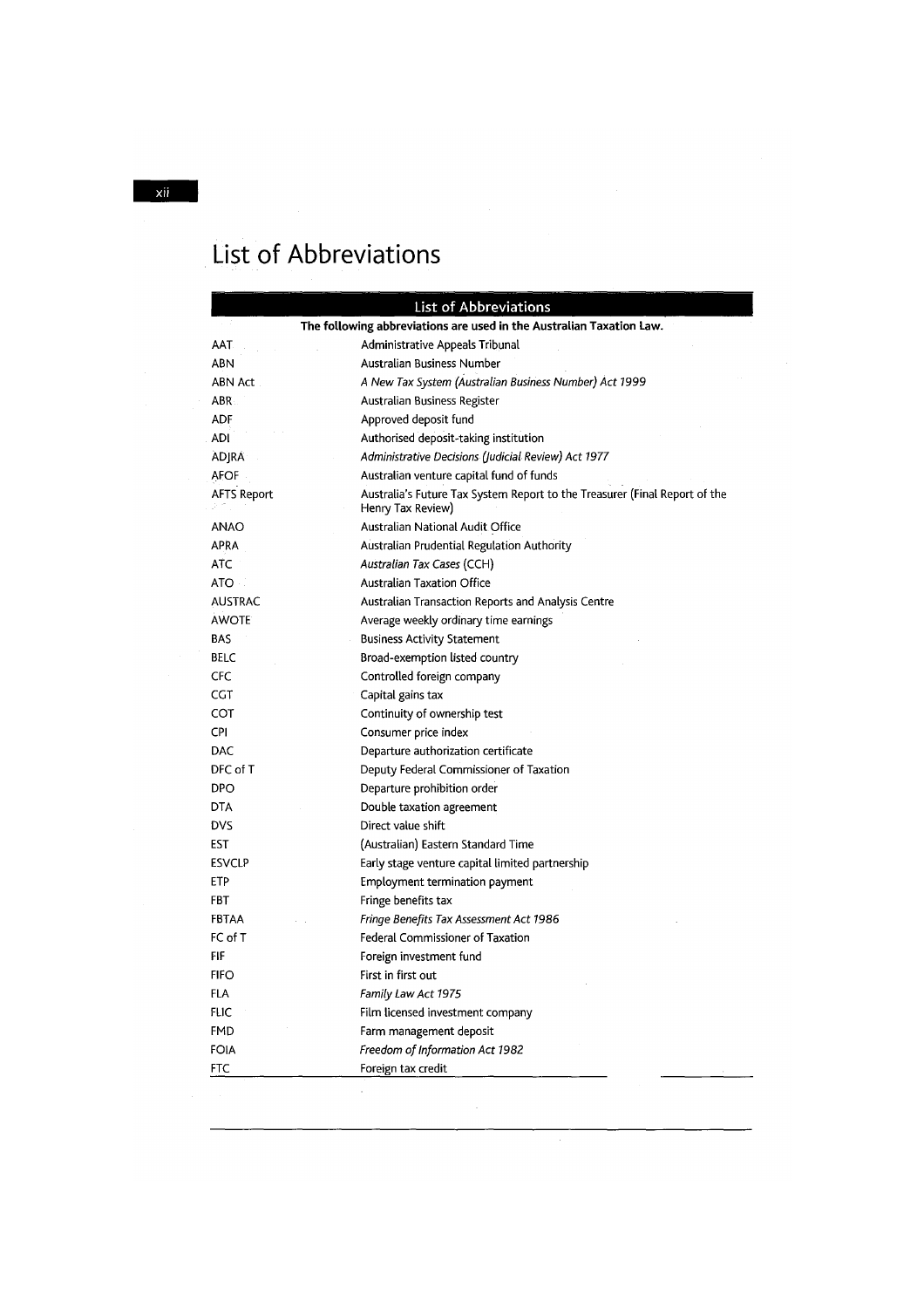# List of Abbreviations

| List of Abbreviations | |
|---|---|
| **The following abbreviations are used in the Australian Taxation Law.** | |
| AAT | Administrative Appeals Tribunal |
| ABN | Australian Business Number |
| ABN Act | *A New Tax System (Australian Business Number) Act 1999* |
| ABR | Australian Business Register |
| ADF | Approved deposit fund |
| ADI | Authorised deposit-taking institution |
| ADJRA | *Administrative Decisions (Judicial Review) Act 1977* |
| AFOF | Australian venture capital fund of funds |
| AFTS Report | Australia's Future Tax System Report to the Treasurer (Final Report of the Henry Tax Review) |
| ANAO | Australian National Audit Office |
| APRA | Australian Prudential Regulation Authority |
| ATC | *Australian Tax Cases* (CCH) |
| ATO | Australian Taxation Office |
| AUSTRAC | Australian Transaction Reports and Analysis Centre |
| AWOTE | Average weekly ordinary time earnings |
| BAS | Business Activity Statement |
| BELC | Broad-exemption listed country |
| CFC | Controlled foreign company |
| CGT | Capital gains tax |
| COT | Continuity of ownership test |
| CPI | Consumer price index |
| DAC | Departure authorization certificate |
| DFC of T | Deputy Federal Commissioner of Taxation |
| DPO | Departure prohibition order |
| DTA | Double taxation agreement |
| DVS | Direct value shift |
| EST | (Australian) Eastern Standard Time |
| ESVCLP | Early stage venture capital limited partnership |
| ETP | Employment termination payment |
| FBT | Fringe benefits tax |
| FBTAA | *Fringe Benefits Tax Assessment Act 1986* |
| FC of T | Federal Commissioner of Taxation |
| FIF | Foreign investment fund |
| FIFO | First in first out |
| FLA | *Family Law Act 1975* |
| FLIC | Film licensed investment company |
| FMD | Farm management deposit |
| FOIA | *Freedom of Information Act 1982* |
| FTC | Foreign tax credit |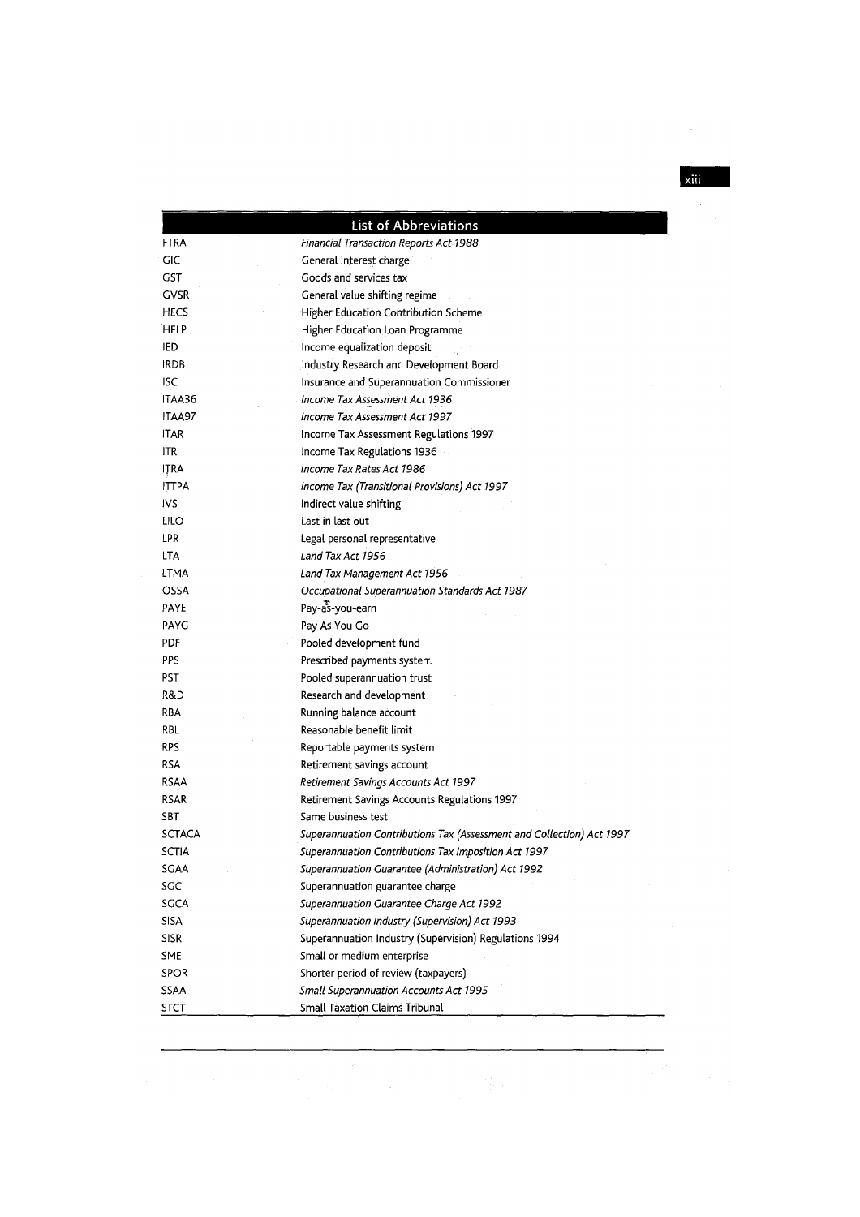## List of Abbreviations

| | |
|---|---|
| FTRA | *Financial Transaction Reports Act 1988* |
| GIC | General interest charge |
| GST | Goods and services tax |
| GVSR | General value shifting regime |
| HECS | Higher Education Contribution Scheme |
| HELP | Higher Education Loan Programme |
| IED | Income equalization deposit |
| IRDB | Industry Research and Development Board |
| ISC | Insurance and Superannuation Commissioner |
| ITAA36 | *Income Tax Assessment Act 1936* |
| ITAA97 | *Income Tax Assessment Act 1997* |
| ITAR | Income Tax Assessment Regulations 1997 |
| ITR | Income Tax Regulations 1936 |
| ITRA | *Income Tax Rates Act 1986* |
| ITTPA | *Income Tax (Transitional Provisions) Act 1997* |
| IVS | Indirect value shifting |
| LILO | Last in last out |
| LPR | Legal personal representative |
| LTA | *Land Tax Act 1956* |
| LTMA | *Land Tax Management Act 1956* |
| OSSA | *Occupational Superannuation Standards Act 1987* |
| PAYE | Pay-as-you-earn |
| PAYG | Pay As You Go |
| PDF | Pooled development fund |
| PPS | Prescribed payments system |
| PST | Pooled superannuation trust |
| R&D | Research and development |
| RBA | Running balance account |
| RBL | Reasonable benefit limit |
| RPS | Reportable payments system |
| RSA | Retirement savings account |
| RSAA | *Retirement Savings Accounts Act 1997* |
| RSAR | Retirement Savings Accounts Regulations 1997 |
| SBT | Same business test |
| SCTACA | *Superannuation Contributions Tax (Assessment and Collection) Act 1997* |
| SCTIA | *Superannuation Contributions Tax Imposition Act 1997* |
| SGAA | *Superannuation Guarantee (Administration) Act 1992* |
| SGC | Superannuation guarantee charge |
| SGCA | *Superannuation Guarantee Charge Act 1992* |
| SISA | *Superannuation Industry (Supervision) Act 1993* |
| SISR | Superannuation Industry (Supervision) Regulations 1994 |
| SME | Small or medium enterprise |
| SPOR | Shorter period of review (taxpayers) |
| SSAA | *Small Superannuation Accounts Act 1995* |
| STCT | Small Taxation Claims Tribunal |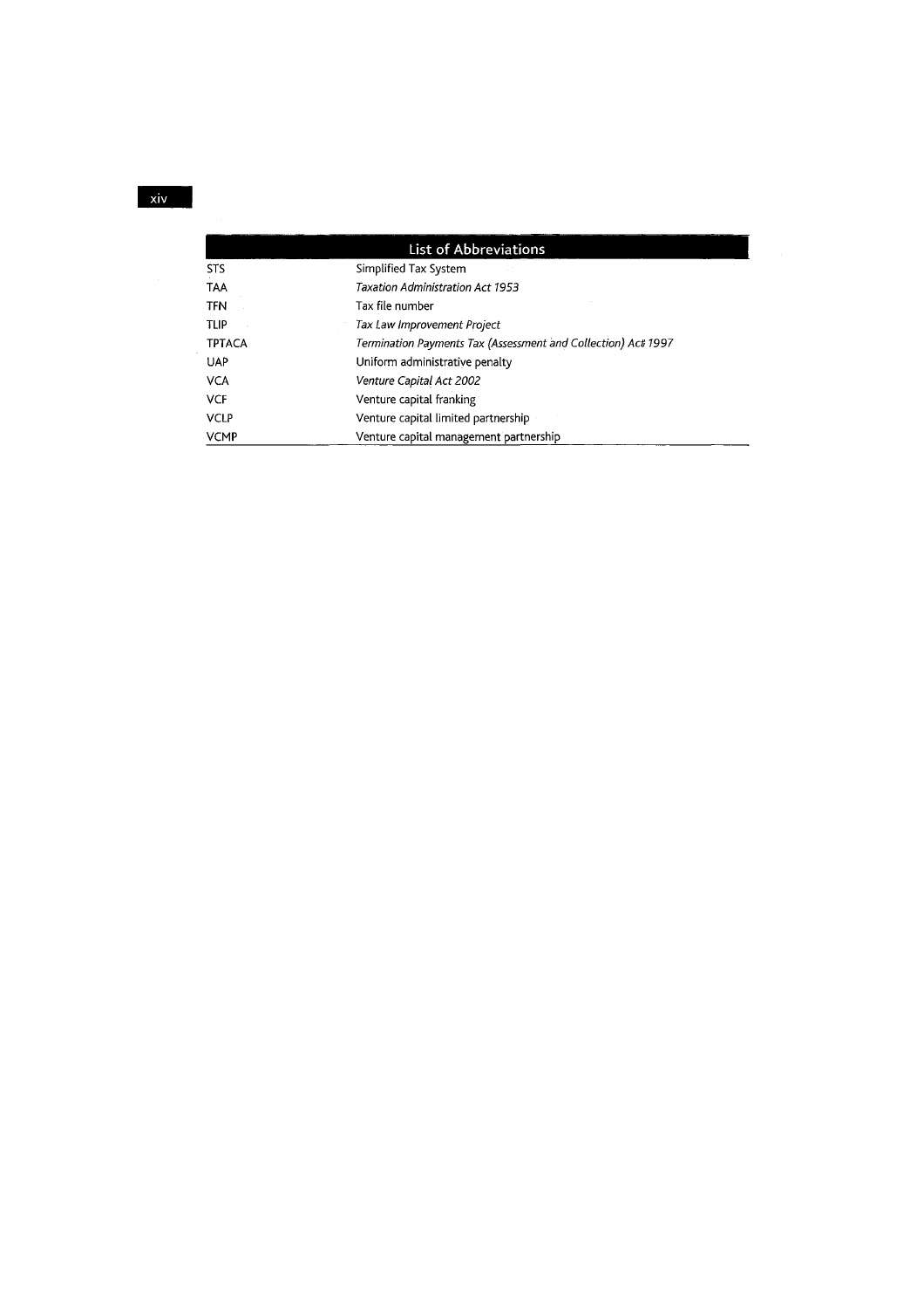## List of Abbreviations

| | |
|---|---|
| STS | Simplified Tax System |
| TAA | *Taxation Administration Act 1953* |
| TFN | Tax file number |
| TLIP | *Tax Law Improvement Project* |
| TPTACA | *Termination Payments Tax (Assessment and Collection) Act 1997* |
| UAP | Uniform administrative penalty |
| VCA | *Venture Capital Act 2002* |
| VCF | Venture capital franking |
| VCLP | Venture capital limited partnership |
| VCMP | Venture capital management partnership |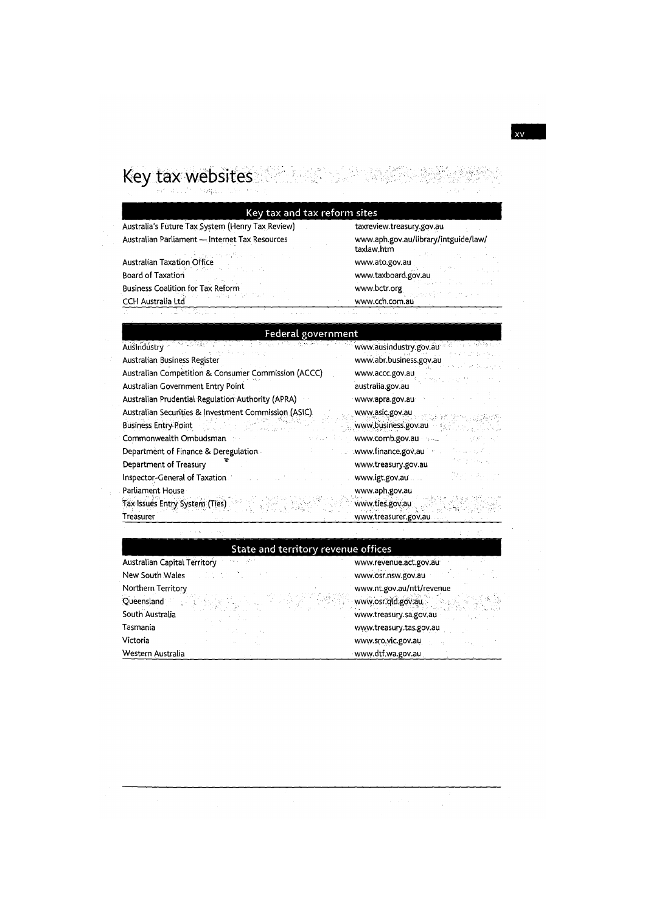# Key tax websites

| Key tax and tax reform sites | |
|---|---|
| Australia's Future Tax System (Henry Tax Review) | taxreview.treasury.gov.au |
| Australian Parliament — Internet Tax Resources | www.aph.gov.au/library/intguide/law/taxlaw.htm |
| Australian Taxation Office | www.ato.gov.au |
| Board of Taxation | www.taxboard.gov.au |
| Business Coalition for Tax Reform | www.bctr.org |
| CCH Australia Ltd | www.cch.com.au |

| Federal government | |
|---|---|
| AusIndustry | www.ausindustry.gov.au |
| Australian Business Register | www.abr.business.gov.au |
| Australian Competition & Consumer Commission (ACCC) | www.accc.gov.au |
| Australian Government Entry Point | australia.gov.au |
| Australian Prudential Regulation Authority (APRA) | www.apra.gov.au |
| Australian Securities & Investment Commission (ASIC) | www.asic.gov.au |
| Business Entry Point | www.business.gov.au |
| Commonwealth Ombudsman | www.comb.gov.au |
| Department of Finance & Deregulation | www.finance.gov.au |
| Department of Treasury | www.treasury.gov.au |
| Inspector-General of Taxation | www.igt.gov.au |
| Parliament House | www.aph.gov.au |
| Tax Issues Entry System (Ties) | www.ties.gov.au |
| Treasurer | www.treasurer.gov.au |

| State and territory revenue offices | |
|---|---|
| Australian Capital Territory | www.revenue.act.gov.au |
| New South Wales | www.osr.nsw.gov.au |
| Northern Territory | www.nt.gov.au/ntt/revenue |
| Queensland | www.osr.qld.gov.au |
| South Australia | www.treasury.sa.gov.au |
| Tasmania | www.treasury.tas.gov.au |
| Victoria | www.sro.vic.gov.au |
| Western Australia | www.dtf.wa.gov.au |